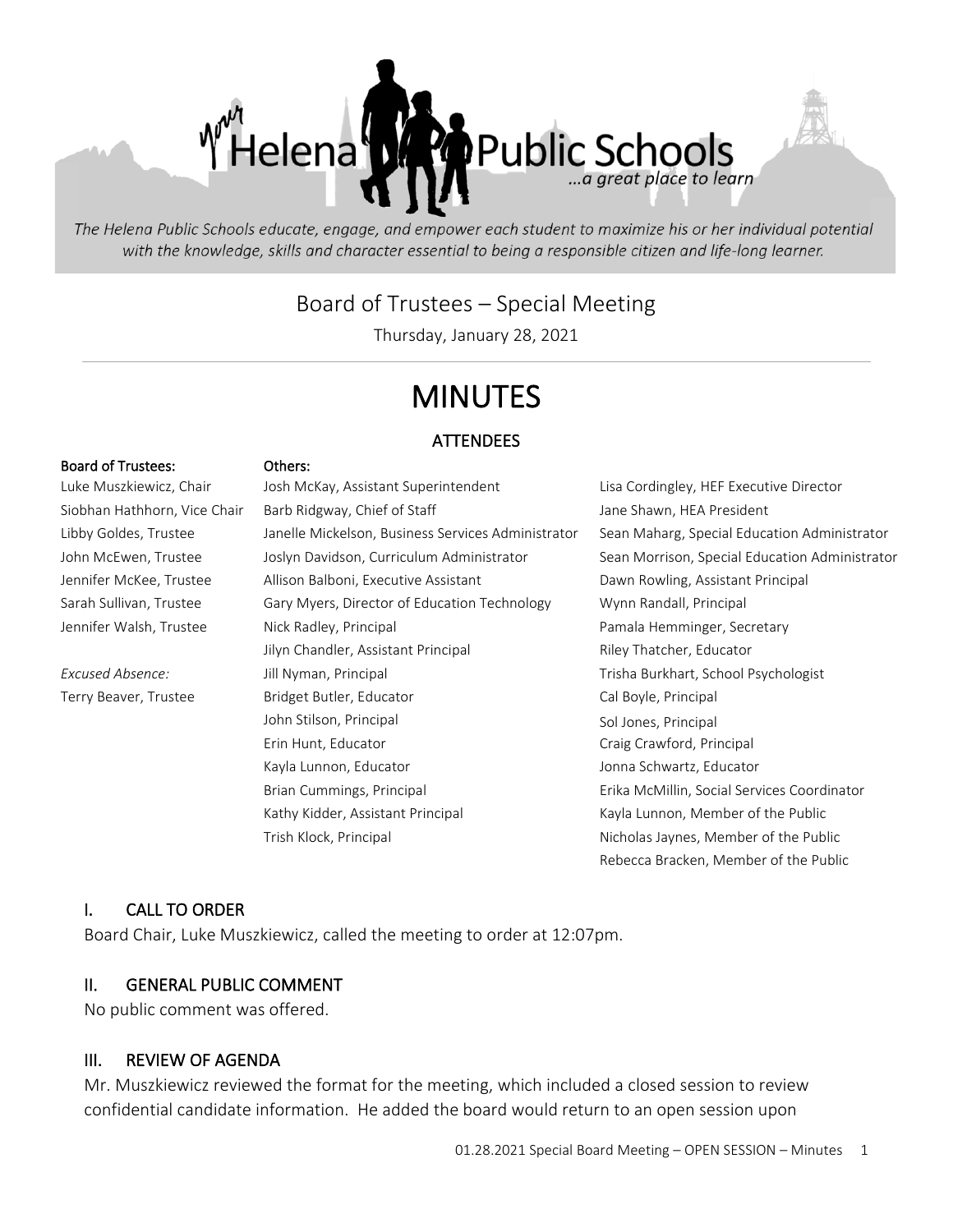Helena Public Schools

...a great place to learn

*The Helena Public Schools educate, engage, and empower each student to maximize his or her individual potential with the knowledge, skills and character essential to being a responsible citizen and life-long learner.*

Board of Trustees – Special Meeting

Thursday, January 28, 2021

# MINUTES

## ATTENDEES

**Board of Trustees:**

Luke Muszkiewicz, Chair
Siobhan Hathhorn, Vice Chair
Libby Goldes, Trustee
John McEwen, Trustee
Jennifer McKee, Trustee
Sarah Sullivan, Trustee
Jennifer Walsh, Trustee

*Excused Absence:*
Terry Beaver, Trustee

**Others:**

Josh McKay, Assistant Superintendent
Barb Ridgway, Chief of Staff
Janelle Mickelson, Business Services Administrator
Joslyn Davidson, Curriculum Administrator
Allison Balboni, Executive Assistant
Gary Myers, Director of Education Technology
Nick Radley, Principal
Jilyn Chandler, Assistant Principal
Jill Nyman, Principal
Bridget Butler, Educator
John Stilson, Principal
Erin Hunt, Educator
Kayla Lunnon, Educator
Brian Cummings, Principal
Kathy Kidder, Assistant Principal
Trish Klock, Principal
Lisa Cordingley, HEF Executive Director
Jane Shawn, HEA President
Sean Maharg, Special Education Administrator
Sean Morrison, Special Education Administrator
Dawn Rowling, Assistant Principal
Wynn Randall, Principal
Pamala Hemminger, Secretary
Riley Thatcher, Educator
Trisha Burkhart, School Psychologist
Cal Boyle, Principal
Sol Jones, Principal
Craig Crawford, Principal
Jonna Schwartz, Educator
Erika McMillin, Social Services Coordinator
Kayla Lunnon, Member of the Public
Nicholas Jaynes, Member of the Public
Rebecca Bracken, Member of the Public

## I. CALL TO ORDER

Board Chair, Luke Muszkiewicz, called the meeting to order at 12:07pm.

## II. GENERAL PUBLIC COMMENT

No public comment was offered.

## III. REVIEW OF AGENDA

Mr. Muszkiewicz reviewed the format for the meeting, which included a closed session to review confidential candidate information. He added the board would return to an open session upon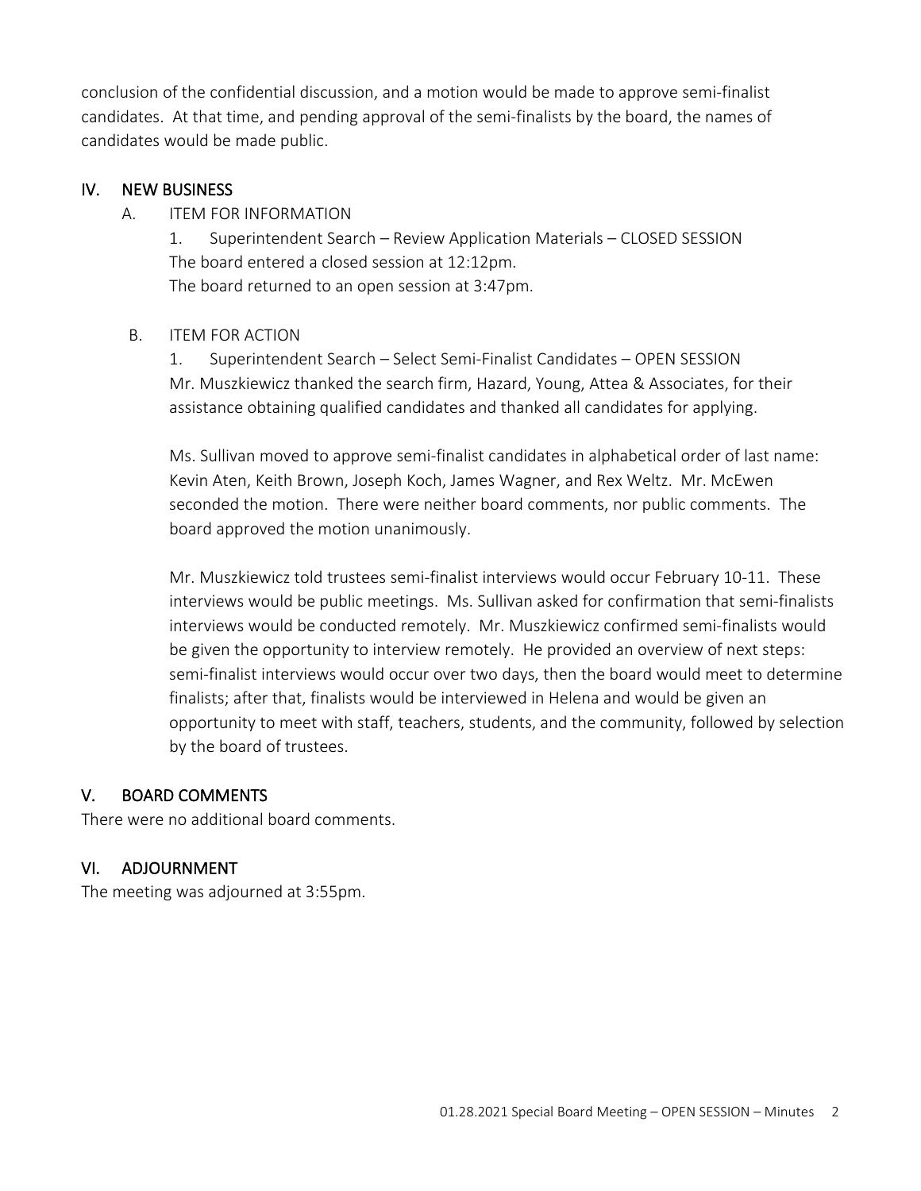conclusion of the confidential discussion, and a motion would be made to approve semi-finalist candidates. At that time, and pending approval of the semi-finalists by the board, the names of candidates would be made public.

## IV. NEW BUSINESS

A. ITEM FOR INFORMATION

1. Superintendent Search – Review Application Materials – CLOSED SESSION
The board entered a closed session at 12:12pm.
The board returned to an open session at 3:47pm.

B. ITEM FOR ACTION

1. Superintendent Search – Select Semi-Finalist Candidates – OPEN SESSION
Mr. Muszkiewicz thanked the search firm, Hazard, Young, Attea & Associates, for their assistance obtaining qualified candidates and thanked all candidates for applying.

Ms. Sullivan moved to approve semi-finalist candidates in alphabetical order of last name: Kevin Aten, Keith Brown, Joseph Koch, James Wagner, and Rex Weltz. Mr. McEwen seconded the motion. There were neither board comments, nor public comments. The board approved the motion unanimously.

Mr. Muszkiewicz told trustees semi-finalist interviews would occur February 10-11. These interviews would be public meetings. Ms. Sullivan asked for confirmation that semi-finalists interviews would be conducted remotely. Mr. Muszkiewicz confirmed semi-finalists would be given the opportunity to interview remotely. He provided an overview of next steps: semi-finalist interviews would occur over two days, then the board would meet to determine finalists; after that, finalists would be interviewed in Helena and would be given an opportunity to meet with staff, teachers, students, and the community, followed by selection by the board of trustees.

## V. BOARD COMMENTS

There were no additional board comments.

## VI. ADJOURNMENT

The meeting was adjourned at 3:55pm.